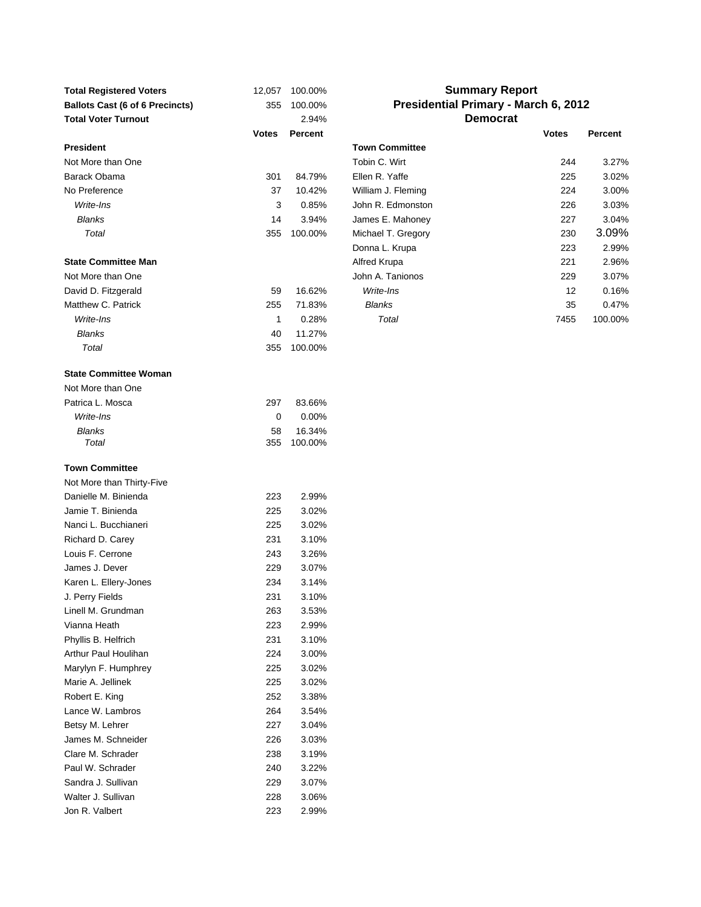## Summary Report
## Presidential Primary - March 6, 2012
## Democrat

| | | |
|---|---|---|
| **Total Registered Voters** | 12,057 | 100.00% |
| **Ballots Cast (6 of 6 Precincts)** | 355 | 100.00% |
| **Total Voter Turnout** | | 2.94% |

| | **Votes** | **Percent** |
|---|---|---|
| **President** | | |
| Not More than One | | |
| Barack Obama | 301 | 84.79% |
| No Preference | 37 | 10.42% |
| *Write-Ins* | 3 | 0.85% |
| *Blanks* | 14 | 3.94% |
| *Total* | 355 | 100.00% |
| **State Committee Man** | | |
| Not More than One | | |
| David D. Fitzgerald | 59 | 16.62% |
| Matthew C. Patrick | 255 | 71.83% |
| *Write-Ins* | 1 | 0.28% |
| *Blanks* | 40 | 11.27% |
| *Total* | 355 | 100.00% |
| **State Committee Woman** | | |
| Not More than One | | |
| Patrica L. Mosca | 297 | 83.66% |
| *Write-Ins* | 0 | 0.00% |
| *Blanks* | 58 | 16.34% |
| *Total* | 355 | 100.00% |
| **Town Committee** | | |
| Not More than Thirty-Five | | |
| Danielle M. Binienda | 223 | 2.99% |
| Jamie T. Binienda | 225 | 3.02% |
| Nanci L. Bucchianeri | 225 | 3.02% |
| Richard D. Carey | 231 | 3.10% |
| Louis F. Cerrone | 243 | 3.26% |
| James J. Dever | 229 | 3.07% |
| Karen L. Ellery-Jones | 234 | 3.14% |
| J. Perry Fields | 231 | 3.10% |
| Linell M. Grundman | 263 | 3.53% |
| Vianna Heath | 223 | 2.99% |
| Phyllis B. Helfrich | 231 | 3.10% |
| Arthur Paul Houlihan | 224 | 3.00% |
| Marylyn F. Humphrey | 225 | 3.02% |
| Marie A. Jellinek | 225 | 3.02% |
| Robert E. King | 252 | 3.38% |
| Lance W. Lambros | 264 | 3.54% |
| Betsy M. Lehrer | 227 | 3.04% |
| James M. Schneider | 226 | 3.03% |
| Clare M. Schrader | 238 | 3.19% |
| Paul W. Schrader | 240 | 3.22% |
| Sandra J. Sullivan | 229 | 3.07% |
| Walter J. Sullivan | 228 | 3.06% |
| Jon R. Valbert | 223 | 2.99% |
| Tobin C. Wirt | 244 | 3.27% |
| Ellen R. Yaffe | 225 | 3.02% |
| William J. Fleming | 224 | 3.00% |
| John R. Edmonston | 226 | 3.03% |
| James E. Mahoney | 227 | 3.04% |
| Michael T. Gregory | 230 | 3.09% |
| Donna L. Krupa | 223 | 2.99% |
| Alfred Krupa | 221 | 2.96% |
| John A. Tanionos | 229 | 3.07% |
| *Write-Ins* | 12 | 0.16% |
| *Blanks* | 35 | 0.47% |
| *Total* | 7455 | 100.00% |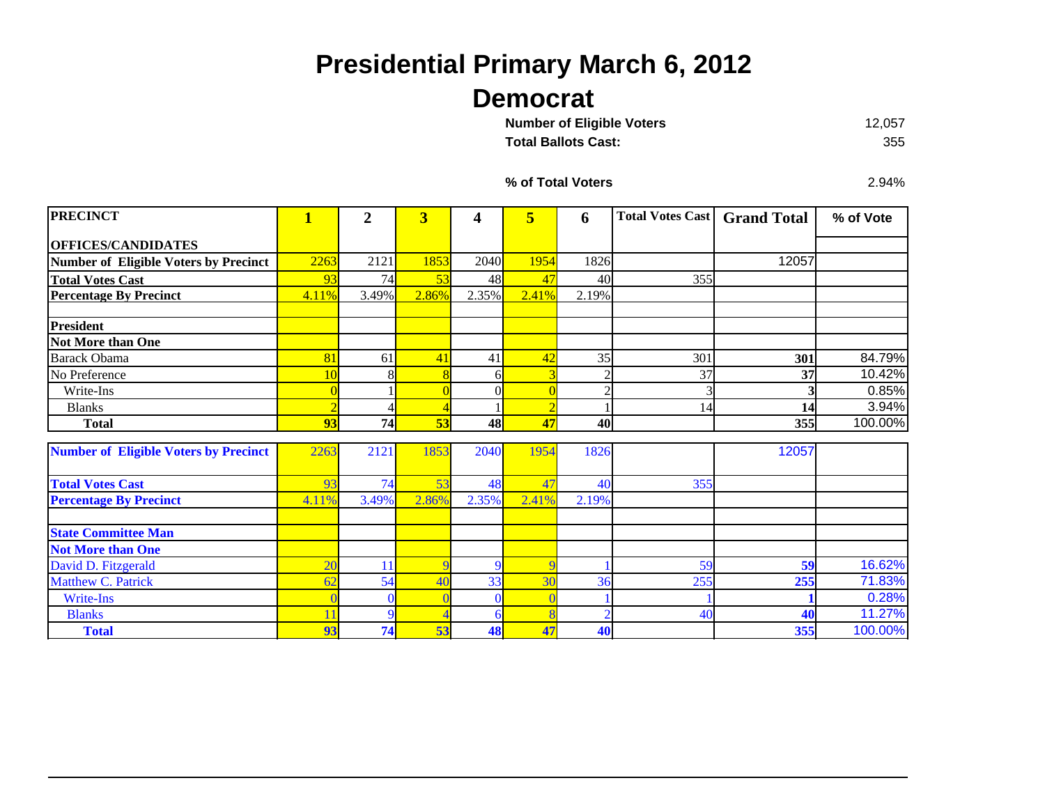# Presidential Primary March 6, 2012

## Democrat

**Number of Eligible Voters** 12,057

**Total Ballots Cast:** 355

**% of Total Voters** 2.94%

| PRECINCT | 1 | 2 | 3 | 4 | 5 | 6 | Total Votes Cast | Grand Total | % of Vote |
|---|---|---|---|---|---|---|---|---|---|
| **OFFICES/CANDIDATES** | | | | | | | | | |
| **Number of Eligible Voters by Precinct** | 2263 | 2121 | 1853 | 2040 | 1954 | 1826 | | 12057 | |
| **Total Votes Cast** | 93 | 74 | 53 | 48 | 47 | 40 | 355 | | |
| **Percentage By Precinct** | 4.11% | 3.49% | 2.86% | 2.35% | 2.41% | 2.19% | | | |
| | | | | | | | | | |
| **President** | | | | | | | | | |
| **Not More than One** | | | | | | | | | |
| Barack Obama | 81 | 61 | 41 | 41 | 42 | 35 | 301 | **301** | 84.79% |
| No Preference | 10 | 8 | 8 | 6 | 3 | 2 | 37 | **37** | 10.42% |
| Write-Ins | 0 | 1 | 0 | 0 | 0 | 2 | 3 | **3** | 0.85% |
| Blanks | 2 | 4 | 4 | 1 | 2 | 1 | 14 | **14** | 3.94% |
| **Total** | **93** | **74** | **53** | **48** | **47** | **40** | | **355** | 100.00% |

| | 1 | 2 | 3 | 4 | 5 | 6 | Total Votes Cast | Grand Total | % of Vote |
|---|---|---|---|---|---|---|---|---|---|
| **Number of Eligible Voters by Precinct** | 2263 | 2121 | 1853 | 2040 | 1954 | 1826 | | 12057 | |
| **Total Votes Cast** | 93 | 74 | 53 | 48 | 47 | 40 | 355 | | |
| **Percentage By Precinct** | 4.11% | 3.49% | 2.86% | 2.35% | 2.41% | 2.19% | | | |
| | | | | | | | | | |
| **State Committee Man** | | | | | | | | | |
| **Not More than One** | | | | | | | | | |
| David D. Fitzgerald | 20 | 11 | 9 | 9 | 9 | 1 | 59 | **59** | 16.62% |
| Matthew C. Patrick | 62 | 54 | 40 | 33 | 30 | 36 | 255 | **255** | 71.83% |
| Write-Ins | 0 | 0 | 0 | 0 | 0 | 1 | 1 | **1** | 0.28% |
| Blanks | 11 | 9 | 4 | 6 | 8 | 2 | 40 | **40** | 11.27% |
| **Total** | **93** | **74** | **53** | **48** | **47** | **40** | | **355** | 100.00% |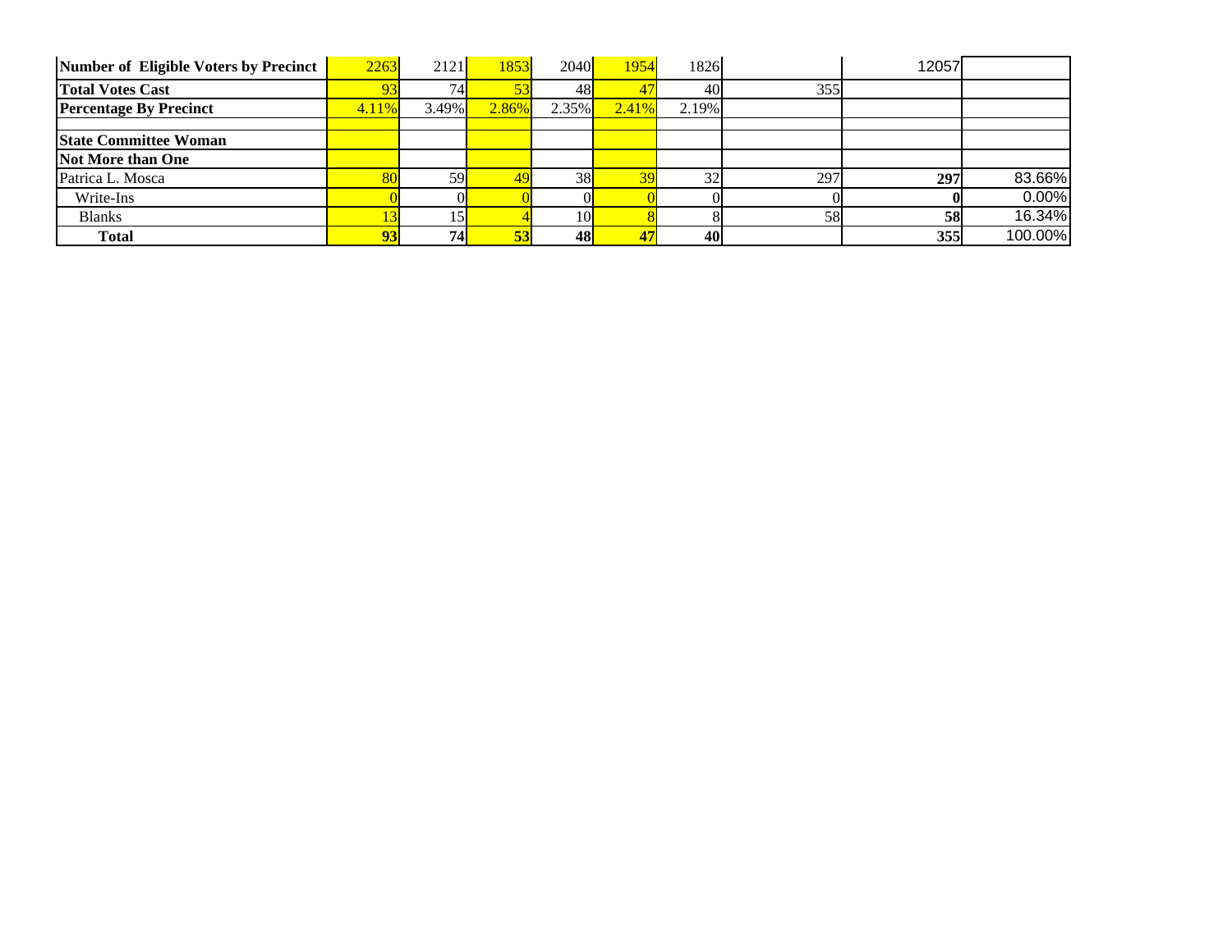| Number of Eligible Voters by Precinct | 2263 | 2121 | 1853 | 2040 | 1954 | 1826 | | 12057 | |
|---|---|---|---|---|---|---|---|---|---|
| **Total Votes Cast** | 93 | 74 | 53 | 48 | 47 | 40 | 355 | | |
| **Percentage By Precinct** | 4.11% | 3.49% | 2.86% | 2.35% | 2.41% | 2.19% | | | |
| | | | | | | | | | |
| **State Committee Woman** | | | | | | | | | |
| **Not More than One** | | | | | | | | | |
| Patrica L. Mosca | 80 | 59 | 49 | 38 | 39 | 32 | 297 | **297** | 83.66% |
| Write-Ins | 0 | 0 | 0 | 0 | 0 | 0 | 0 | **0** | 0.00% |
| Blanks | 13 | 15 | 4 | 10 | 8 | 8 | 58 | **58** | 16.34% |
| **Total** | **93** | **74** | **53** | **48** | **47** | **40** | | **355** | 100.00% |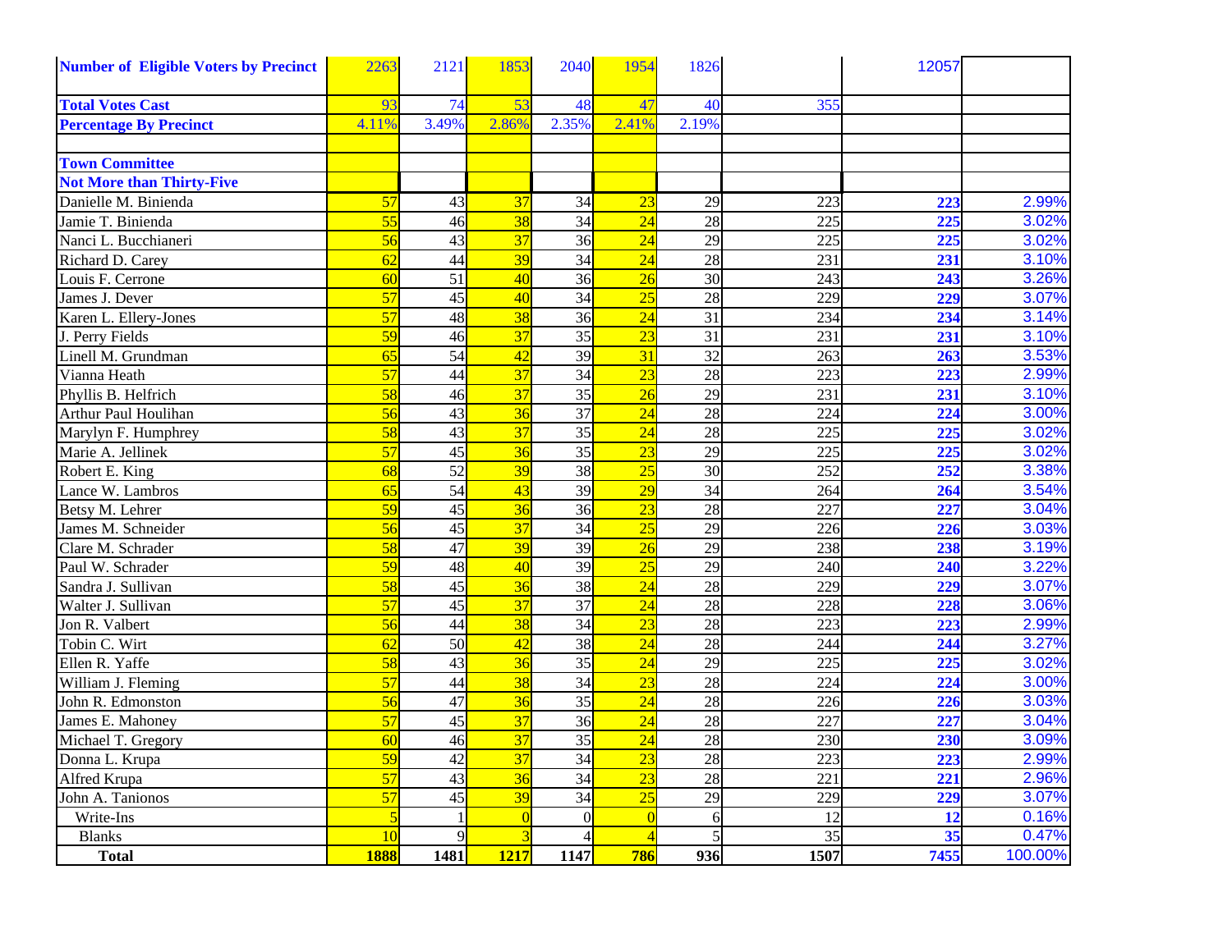| Number of Eligible Voters by Precinct | 2263 | 2121 | 1853 | 2040 | 1954 | 1826 | | 12057 | |
|---|---|---|---|---|---|---|---|---|---|
| Total Votes Cast | 93 | 74 | 53 | 48 | 47 | 40 | 355 | | |
| Percentage By Precinct | 4.11% | 3.49% | 2.86% | 2.35% | 2.41% | 2.19% | | | |
| | | | | | | | | | |
| Town Committee | | | | | | | | | |
| Not More than Thirty-Five | | | | | | | | | |
| Danielle M. Binienda | 57 | 43 | 37 | 34 | 23 | 29 | 223 | 223 | 2.99% |
| Jamie T. Binienda | 55 | 46 | 38 | 34 | 24 | 28 | 225 | 225 | 3.02% |
| Nanci L. Bucchianeri | 56 | 43 | 37 | 36 | 24 | 29 | 225 | 225 | 3.02% |
| Richard D. Carey | 62 | 44 | 39 | 34 | 24 | 28 | 231 | 231 | 3.10% |
| Louis F. Cerrone | 60 | 51 | 40 | 36 | 26 | 30 | 243 | 243 | 3.26% |
| James J. Dever | 57 | 45 | 40 | 34 | 25 | 28 | 229 | 229 | 3.07% |
| Karen L. Ellery-Jones | 57 | 48 | 38 | 36 | 24 | 31 | 234 | 234 | 3.14% |
| J. Perry Fields | 59 | 46 | 37 | 35 | 23 | 31 | 231 | 231 | 3.10% |
| Linell M. Grundman | 65 | 54 | 42 | 39 | 31 | 32 | 263 | 263 | 3.53% |
| Vianna Heath | 57 | 44 | 37 | 34 | 23 | 28 | 223 | 223 | 2.99% |
| Phyllis B. Helfrich | 58 | 46 | 37 | 35 | 26 | 29 | 231 | 231 | 3.10% |
| Arthur Paul Houlihan | 56 | 43 | 36 | 37 | 24 | 28 | 224 | 224 | 3.00% |
| Marylyn F. Humphrey | 58 | 43 | 37 | 35 | 24 | 28 | 225 | 225 | 3.02% |
| Marie A. Jellinek | 57 | 45 | 36 | 35 | 23 | 29 | 225 | 225 | 3.02% |
| Robert E. King | 68 | 52 | 39 | 38 | 25 | 30 | 252 | 252 | 3.38% |
| Lance W. Lambros | 65 | 54 | 43 | 39 | 29 | 34 | 264 | 264 | 3.54% |
| Betsy M. Lehrer | 59 | 45 | 36 | 36 | 23 | 28 | 227 | 227 | 3.04% |
| James M. Schneider | 56 | 45 | 37 | 34 | 25 | 29 | 226 | 226 | 3.03% |
| Clare M. Schrader | 58 | 47 | 39 | 39 | 26 | 29 | 238 | 238 | 3.19% |
| Paul W. Schrader | 59 | 48 | 40 | 39 | 25 | 29 | 240 | 240 | 3.22% |
| Sandra J. Sullivan | 58 | 45 | 36 | 38 | 24 | 28 | 229 | 229 | 3.07% |
| Walter J. Sullivan | 57 | 45 | 37 | 37 | 24 | 28 | 228 | 228 | 3.06% |
| Jon R. Valbert | 56 | 44 | 38 | 34 | 23 | 28 | 223 | 223 | 2.99% |
| Tobin C. Wirt | 62 | 50 | 42 | 38 | 24 | 28 | 244 | 244 | 3.27% |
| Ellen R. Yaffe | 58 | 43 | 36 | 35 | 24 | 29 | 225 | 225 | 3.02% |
| William J. Fleming | 57 | 44 | 38 | 34 | 23 | 28 | 224 | 224 | 3.00% |
| John R. Edmonston | 56 | 47 | 36 | 35 | 24 | 28 | 226 | 226 | 3.03% |
| James E. Mahoney | 57 | 45 | 37 | 36 | 24 | 28 | 227 | 227 | 3.04% |
| Michael T. Gregory | 60 | 46 | 37 | 35 | 24 | 28 | 230 | 230 | 3.09% |
| Donna L. Krupa | 59 | 42 | 37 | 34 | 23 | 28 | 223 | 223 | 2.99% |
| Alfred Krupa | 57 | 43 | 36 | 34 | 23 | 28 | 221 | 221 | 2.96% |
| John A. Tanionos | 57 | 45 | 39 | 34 | 25 | 29 | 229 | 229 | 3.07% |
| Write-Ins | 5 | 1 | 0 | 0 | 0 | 6 | 12 | 12 | 0.16% |
| Blanks | 10 | 9 | 3 | 4 | 4 | 5 | 35 | 35 | 0.47% |
| **Total** | **1888** | **1481** | **1217** | **1147** | **786** | **936** | **1507** | **7455** | 100.00% |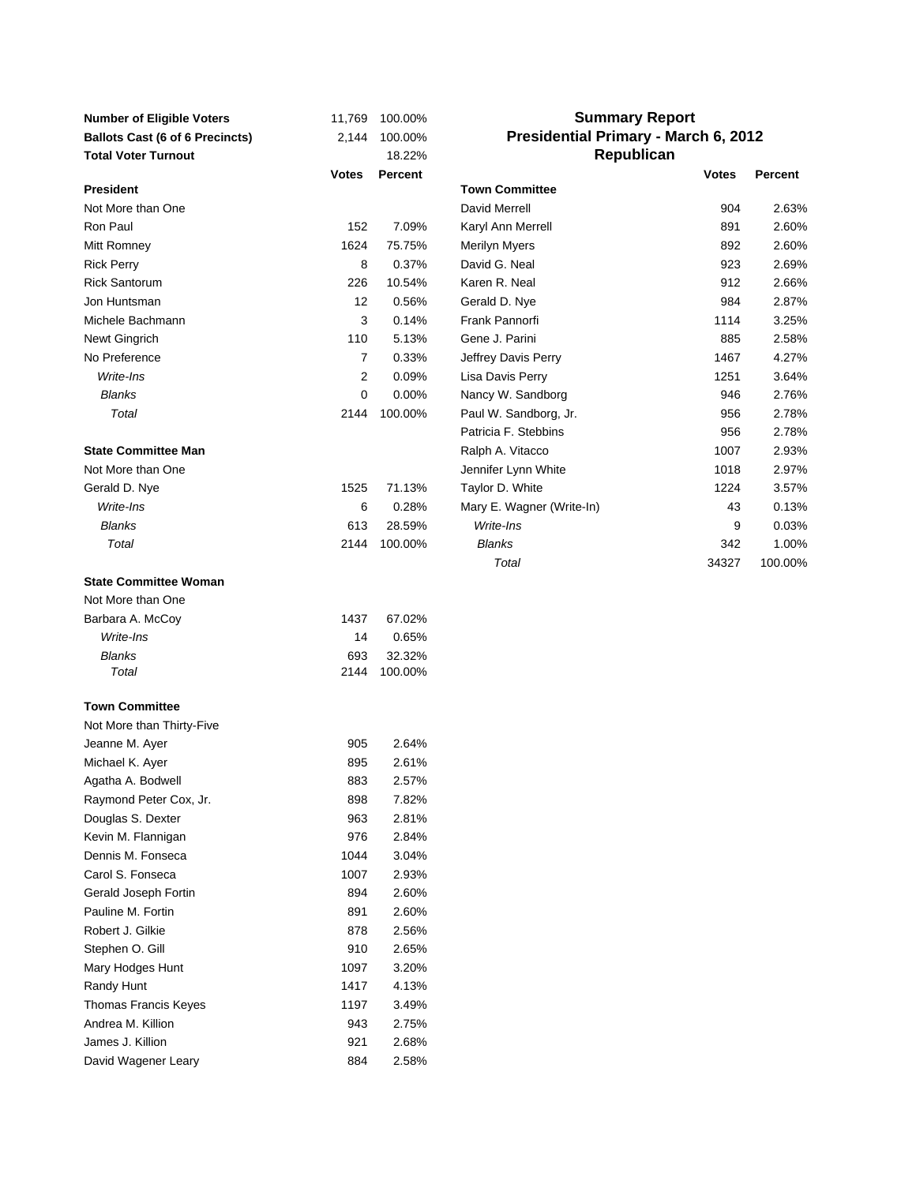## Summary Report
## Presidential Primary - March 6, 2012
## Republican

| | | |
|---|---|---|
| **Number of Eligible Voters** | 11,769 | 100.00% |
| **Ballots Cast (6 of 6 Precincts)** | 2,144 | 100.00% |
| **Total Voter Turnout** | | 18.22% |

| | **Votes** | **Percent** |
|---|---|---|
| **President** | | |
| Not More than One | | |
| Ron Paul | 152 | 7.09% |
| Mitt Romney | 1624 | 75.75% |
| Rick Perry | 8 | 0.37% |
| Rick Santorum | 226 | 10.54% |
| Jon Huntsman | 12 | 0.56% |
| Michele Bachmann | 3 | 0.14% |
| Newt Gingrich | 110 | 5.13% |
| No Preference | 7 | 0.33% |
| *Write-Ins* | 2 | 0.09% |
| *Blanks* | 0 | 0.00% |
| *Total* | 2144 | 100.00% |

| | **Votes** | **Percent** |
|---|---|---|
| **State Committee Man** | | |
| Not More than One | | |
| Gerald D. Nye | 1525 | 71.13% |
| *Write-Ins* | 6 | 0.28% |
| *Blanks* | 613 | 28.59% |
| *Total* | 2144 | 100.00% |

| | **Votes** | **Percent** |
|---|---|---|
| **State Committee Woman** | | |
| Not More than One | | |
| Barbara A. McCoy | 1437 | 67.02% |
| *Write-Ins* | 14 | 0.65% |
| *Blanks* | 693 | 32.32% |
| *Total* | 2144 | 100.00% |

| | **Votes** | **Percent** |
|---|---|---|
| **Town Committee** | | |
| Not More than Thirty-Five | | |
| Jeanne M. Ayer | 905 | 2.64% |
| Michael K. Ayer | 895 | 2.61% |
| Agatha A. Bodwell | 883 | 2.57% |
| Raymond Peter Cox, Jr. | 898 | 7.82% |
| Douglas S. Dexter | 963 | 2.81% |
| Kevin M. Flannigan | 976 | 2.84% |
| Dennis M. Fonseca | 1044 | 3.04% |
| Carol S. Fonseca | 1007 | 2.93% |
| Gerald Joseph Fortin | 894 | 2.60% |
| Pauline M. Fortin | 891 | 2.60% |
| Robert J. Gilkie | 878 | 2.56% |
| Stephen O. Gill | 910 | 2.65% |
| Mary Hodges Hunt | 1097 | 3.20% |
| Randy Hunt | 1417 | 4.13% |
| Thomas Francis Keyes | 1197 | 3.49% |
| Andrea M. Killion | 943 | 2.75% |
| James J. Killion | 921 | 2.68% |
| David Wagener Leary | 884 | 2.58% |
| David Merrell | 904 | 2.63% |
| Karyl Ann Merrell | 891 | 2.60% |
| Merilyn Myers | 892 | 2.60% |
| David G. Neal | 923 | 2.69% |
| Karen R. Neal | 912 | 2.66% |
| Gerald D. Nye | 984 | 2.87% |
| Frank Pannorfi | 1114 | 3.25% |
| Gene J. Parini | 885 | 2.58% |
| Jeffrey Davis Perry | 1467 | 4.27% |
| Lisa Davis Perry | 1251 | 3.64% |
| Nancy W. Sandborg | 946 | 2.76% |
| Paul W. Sandborg, Jr. | 956 | 2.78% |
| Patricia F. Stebbins | 956 | 2.78% |
| Ralph A. Vitacco | 1007 | 2.93% |
| Jennifer Lynn White | 1018 | 2.97% |
| Taylor D. White | 1224 | 3.57% |
| Mary E. Wagner (Write-In) | 43 | 0.13% |
| *Write-Ins* | 9 | 0.03% |
| *Blanks* | 342 | 1.00% |
| *Total* | 34327 | 100.00% |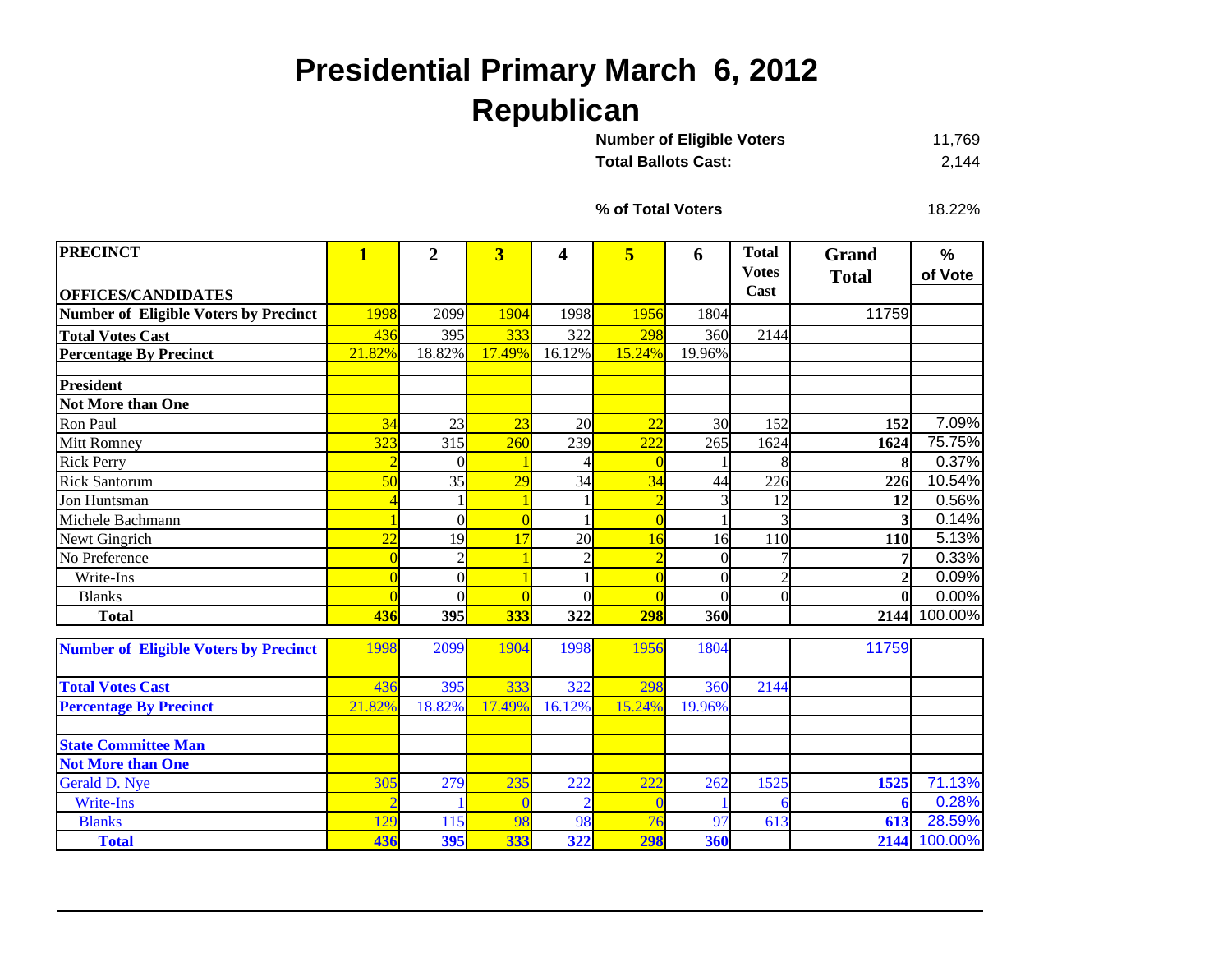# Presidential Primary March 6, 2012

## Republican

**Number of Eligible Voters** 11,769

**Total Ballots Cast:** 2,144

**% of Total Voters** 18.22%

| PRECINCT<br>OFFICES/CANDIDATES | 1 | 2 | 3 | 4 | 5 | 6 | Total Votes Cast | Grand Total | % of Vote |
|---|---|---|---|---|---|---|---|---|---|
| **Number of Eligible Voters by Precinct** | 1998 | 2099 | 1904 | 1998 | 1956 | 1804 | | 11759 | |
| **Total Votes Cast** | 436 | 395 | 333 | 322 | 298 | 360 | 2144 | | |
| **Percentage By Precinct** | 21.82% | 18.82% | 17.49% | 16.12% | 15.24% | 19.96% | | | |
| | | | | | | | | | |
| **President** | | | | | | | | | |
| **Not More than One** | | | | | | | | | |
| Ron Paul | 34 | 23 | 23 | 20 | 22 | 30 | 152 | **152** | 7.09% |
| Mitt Romney | 323 | 315 | 260 | 239 | 222 | 265 | 1624 | **1624** | 75.75% |
| Rick Perry | 2 | 0 | 1 | 4 | 0 | 1 | 8 | **8** | 0.37% |
| Rick Santorum | 50 | 35 | 29 | 34 | 34 | 44 | 226 | **226** | 10.54% |
| Jon Huntsman | 4 | 1 | 1 | 1 | 2 | 3 | 12 | **12** | 0.56% |
| Michele Bachmann | 1 | 0 | 0 | 1 | 0 | 1 | 3 | **3** | 0.14% |
| Newt Gingrich | 22 | 19 | 17 | 20 | 16 | 16 | 110 | **110** | 5.13% |
| No Preference | 0 | 2 | 1 | 2 | 2 | 0 | 7 | **7** | 0.33% |
| Write-Ins | 0 | 0 | 1 | 1 | 0 | 0 | 2 | **2** | 0.09% |
| Blanks | 0 | 0 | 0 | 0 | 0 | 0 | 0 | **0** | 0.00% |
| **Total** | **436** | **395** | **333** | **322** | **298** | **360** | | **2144** | 100.00% |

| | 1 | 2 | 3 | 4 | 5 | 6 | Total Votes Cast | Grand Total | % of Vote |
|---|---|---|---|---|---|---|---|---|---|
| **Number of Eligible Voters by Precinct** | 1998 | 2099 | 1904 | 1998 | 1956 | 1804 | | 11759 | |
| **Total Votes Cast** | 436 | 395 | 333 | 322 | 298 | 360 | 2144 | | |
| **Percentage By Precinct** | 21.82% | 18.82% | 17.49% | 16.12% | 15.24% | 19.96% | | | |
| | | | | | | | | | |
| **State Committee Man** | | | | | | | | | |
| **Not More than One** | | | | | | | | | |
| Gerald D. Nye | 305 | 279 | 235 | 222 | 222 | 262 | 1525 | **1525** | 71.13% |
| Write-Ins | 2 | 1 | 0 | 2 | 0 | 1 | 6 | **6** | 0.28% |
| Blanks | 129 | 115 | 98 | 98 | 76 | 97 | 613 | **613** | 28.59% |
| **Total** | **436** | **395** | **333** | **322** | **298** | **360** | | **2144** | 100.00% |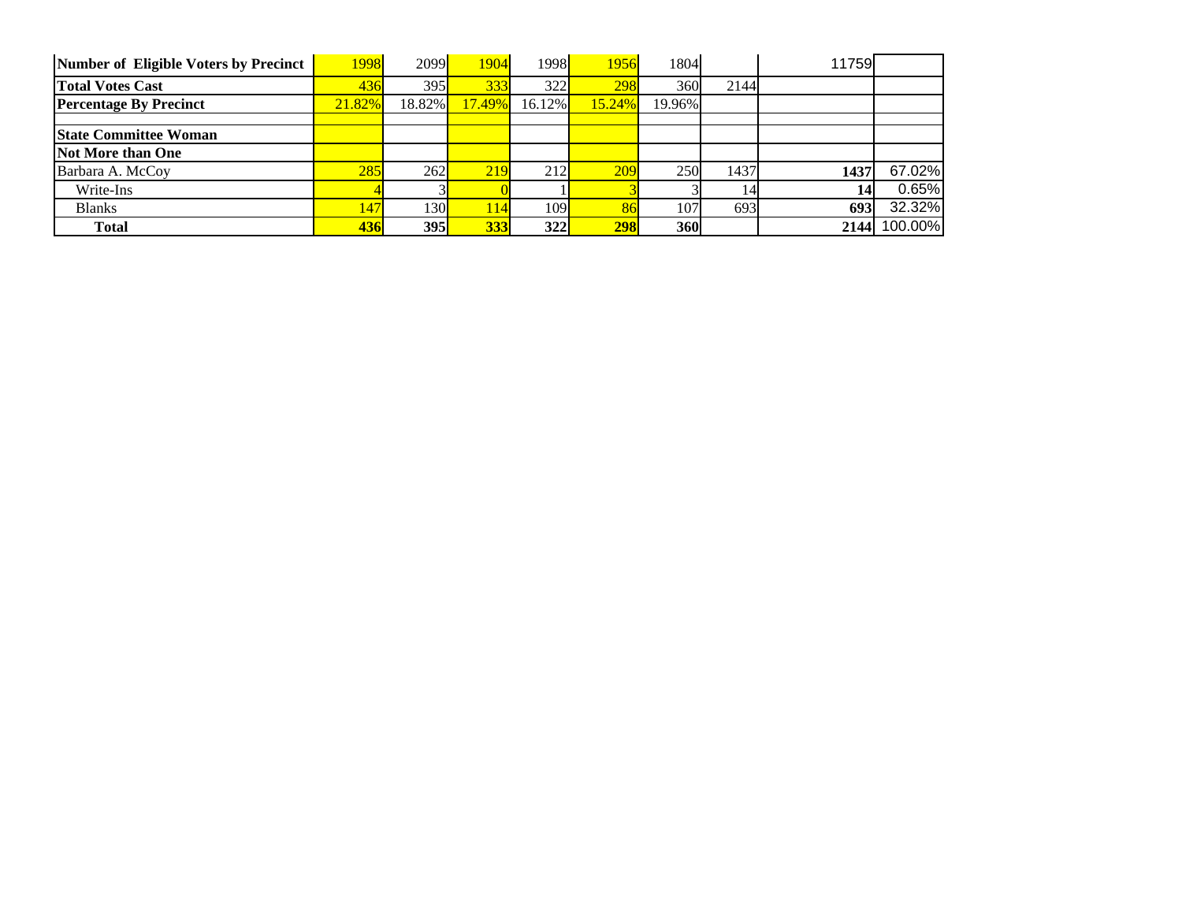| Number of Eligible Voters by Precinct | 1998 | 2099 | 1904 | 1998 | 1956 | 1804 | | 11759 | |
|---|---|---|---|---|---|---|---|---|---|
| **Total Votes Cast** | 436 | 395 | 333 | 322 | 298 | 360 | 2144 | | |
| **Percentage By Precinct** | 21.82% | 18.82% | 17.49% | 16.12% | 15.24% | 19.96% | | | |
| | | | | | | | | | |
| **State Committee Woman** | | | | | | | | | |
| **Not More than One** | | | | | | | | | |
| Barbara A. McCoy | 285 | 262 | 219 | 212 | 209 | 250 | 1437 | **1437** | 67.02% |
| Write-Ins | 4 | 3 | 0 | 1 | 3 | 3 | 14 | **14** | 0.65% |
| Blanks | 147 | 130 | 114 | 109 | 86 | 107 | 693 | **693** | 32.32% |
| **Total** | **436** | **395** | **333** | **322** | **298** | **360** | | **2144** | 100.00% |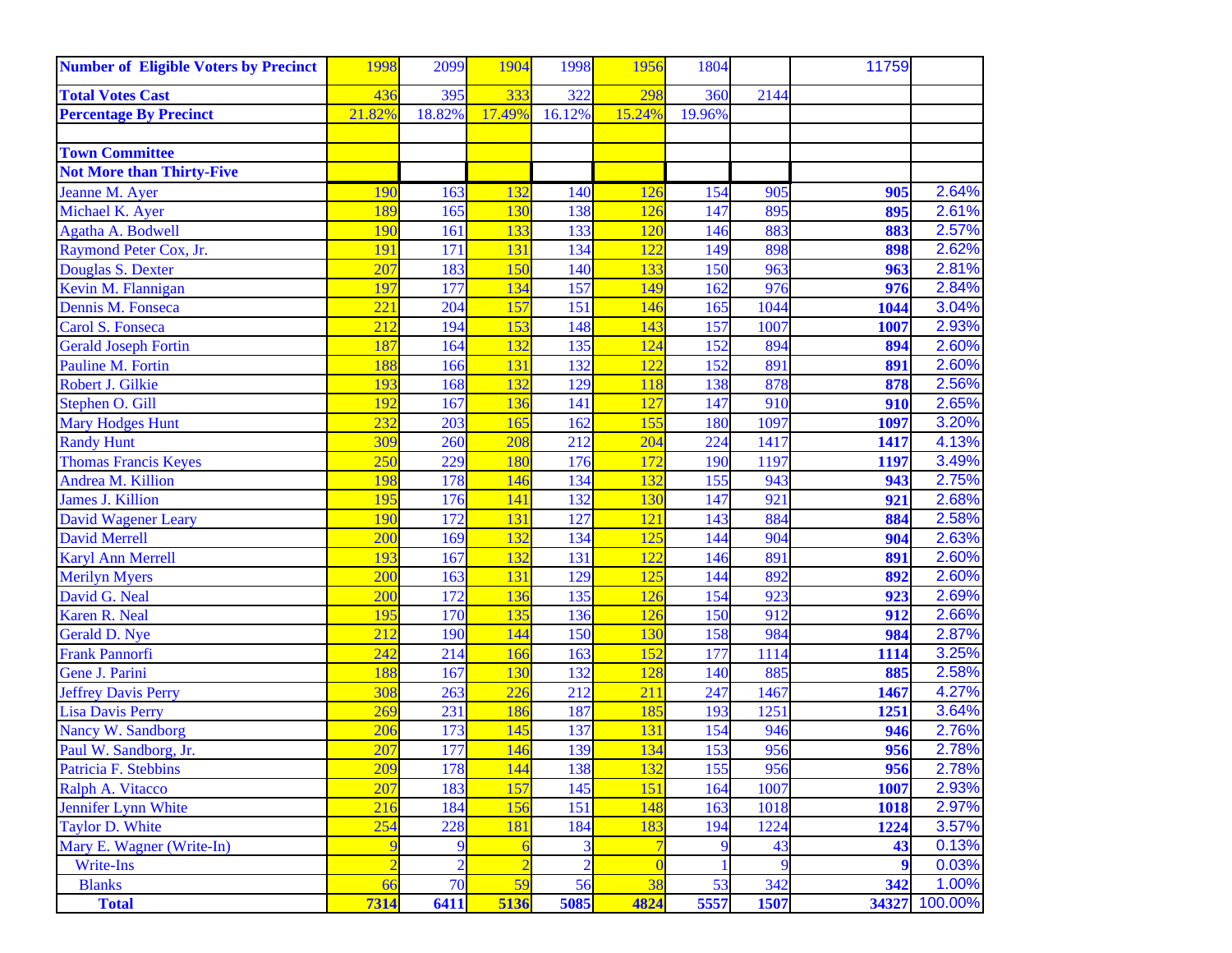| Number of Eligible Voters by Precinct | 1998 | 2099 | 1904 | 1998 | 1956 | 1804 | | 11759 | |
|---|---|---|---|---|---|---|---|---|---|
| **Total Votes Cast** | 436 | 395 | 333 | 322 | 298 | 360 | 2144 | | |
| **Percentage By Precinct** | 21.82% | 18.82% | 17.49% | 16.12% | 15.24% | 19.96% | | | |
| | | | | | | | | | |
| **Town Committee** | | | | | | | | | |
| **Not More than Thirty-Five** | | | | | | | | | |
| Jeanne M. Ayer | 190 | 163 | 132 | 140 | 126 | 154 | 905 | **905** | 2.64% |
| Michael K. Ayer | 189 | 165 | 130 | 138 | 126 | 147 | 895 | **895** | 2.61% |
| Agatha A. Bodwell | 190 | 161 | 133 | 133 | 120 | 146 | 883 | **883** | 2.57% |
| Raymond Peter Cox, Jr. | 191 | 171 | 131 | 134 | 122 | 149 | 898 | **898** | 2.62% |
| Douglas S. Dexter | 207 | 183 | 150 | 140 | 133 | 150 | 963 | **963** | 2.81% |
| Kevin M. Flannigan | 197 | 177 | 134 | 157 | 149 | 162 | 976 | **976** | 2.84% |
| Dennis M. Fonseca | 221 | 204 | 157 | 151 | 146 | 165 | 1044 | **1044** | 3.04% |
| Carol S. Fonseca | 212 | 194 | 153 | 148 | 143 | 157 | 1007 | **1007** | 2.93% |
| Gerald Joseph Fortin | 187 | 164 | 132 | 135 | 124 | 152 | 894 | **894** | 2.60% |
| Pauline M. Fortin | 188 | 166 | 131 | 132 | 122 | 152 | 891 | **891** | 2.60% |
| Robert J. Gilkie | 193 | 168 | 132 | 129 | 118 | 138 | 878 | **878** | 2.56% |
| Stephen O. Gill | 192 | 167 | 136 | 141 | 127 | 147 | 910 | **910** | 2.65% |
| Mary Hodges Hunt | 232 | 203 | 165 | 162 | 155 | 180 | 1097 | **1097** | 3.20% |
| Randy Hunt | 309 | 260 | 208 | 212 | 204 | 224 | 1417 | **1417** | 4.13% |
| Thomas Francis Keyes | 250 | 229 | 180 | 176 | 172 | 190 | 1197 | **1197** | 3.49% |
| Andrea M. Killion | 198 | 178 | 146 | 134 | 132 | 155 | 943 | **943** | 2.75% |
| James J. Killion | 195 | 176 | 141 | 132 | 130 | 147 | 921 | **921** | 2.68% |
| David Wagener Leary | 190 | 172 | 131 | 127 | 121 | 143 | 884 | **884** | 2.58% |
| David Merrell | 200 | 169 | 132 | 134 | 125 | 144 | 904 | **904** | 2.63% |
| Karyl Ann Merrell | 193 | 167 | 132 | 131 | 122 | 146 | 891 | **891** | 2.60% |
| Merilyn Myers | 200 | 163 | 131 | 129 | 125 | 144 | 892 | **892** | 2.60% |
| David G. Neal | 200 | 172 | 136 | 135 | 126 | 154 | 923 | **923** | 2.69% |
| Karen R. Neal | 195 | 170 | 135 | 136 | 126 | 150 | 912 | **912** | 2.66% |
| Gerald D. Nye | 212 | 190 | 144 | 150 | 130 | 158 | 984 | **984** | 2.87% |
| Frank Pannorfi | 242 | 214 | 166 | 163 | 152 | 177 | 1114 | **1114** | 3.25% |
| Gene J. Parini | 188 | 167 | 130 | 132 | 128 | 140 | 885 | **885** | 2.58% |
| Jeffrey Davis Perry | 308 | 263 | 226 | 212 | 211 | 247 | 1467 | **1467** | 4.27% |
| Lisa Davis Perry | 269 | 231 | 186 | 187 | 185 | 193 | 1251 | **1251** | 3.64% |
| Nancy W. Sandborg | 206 | 173 | 145 | 137 | 131 | 154 | 946 | **946** | 2.76% |
| Paul W. Sandborg, Jr. | 207 | 177 | 146 | 139 | 134 | 153 | 956 | **956** | 2.78% |
| Patricia F. Stebbins | 209 | 178 | 144 | 138 | 132 | 155 | 956 | **956** | 2.78% |
| Ralph A. Vitacco | 207 | 183 | 157 | 145 | 151 | 164 | 1007 | **1007** | 2.93% |
| Jennifer Lynn White | 216 | 184 | 156 | 151 | 148 | 163 | 1018 | **1018** | 2.97% |
| Taylor D. White | 254 | 228 | 181 | 184 | 183 | 194 | 1224 | **1224** | 3.57% |
| Mary E. Wagner (Write-In) | 9 | 9 | 6 | 3 | 7 | 9 | 43 | **43** | 0.13% |
| Write-Ins | 2 | 2 | 2 | 2 | 0 | 1 | 9 | **9** | 0.03% |
| Blanks | 66 | 70 | 59 | 56 | 38 | 53 | 342 | **342** | 1.00% |
| **Total** | **7314** | **6411** | **5136** | **5085** | **4824** | **5557** | **1507** | **34327** | 100.00% |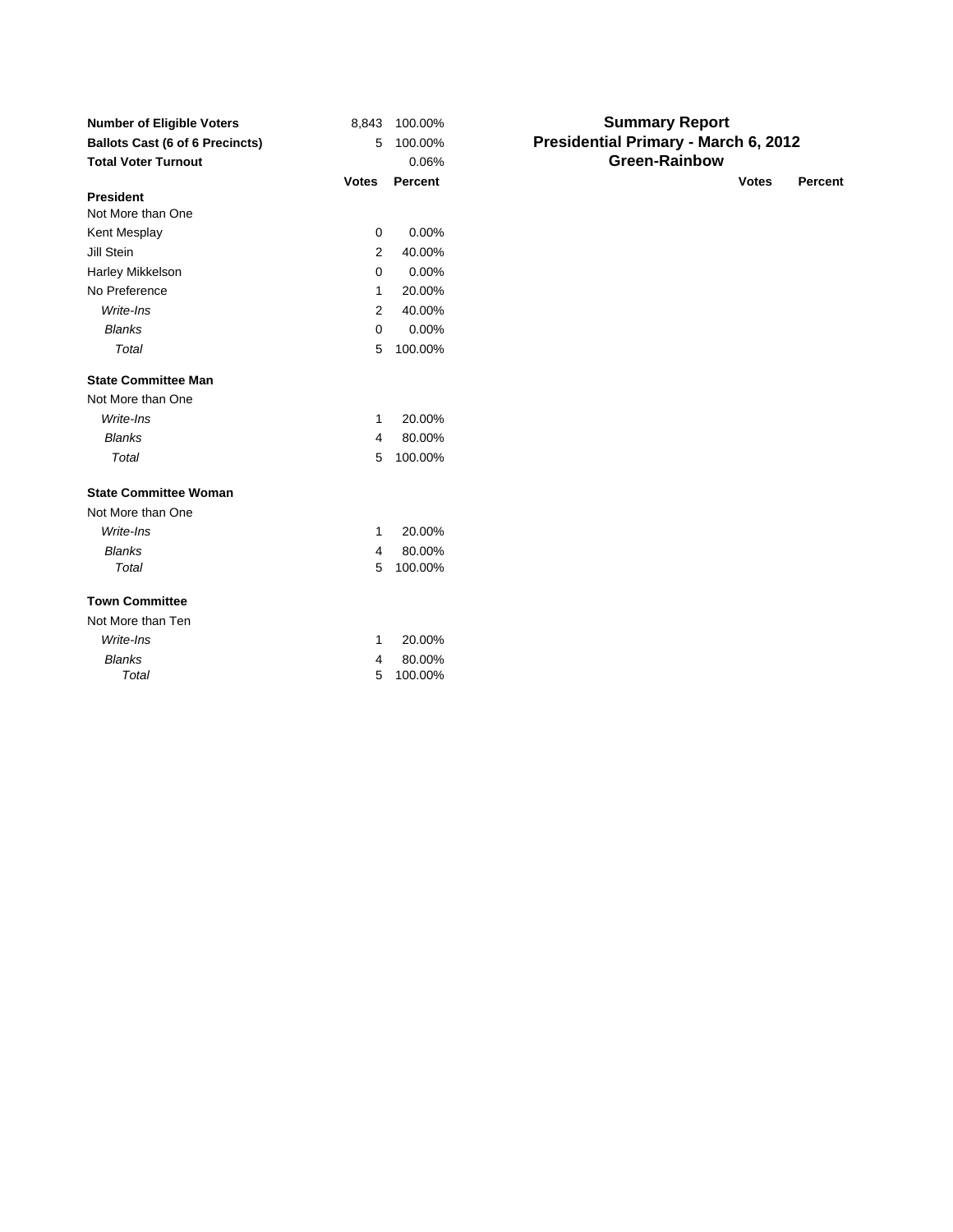## Summary Report
## Presidential Primary - March 6, 2012
## Green-Rainbow

| | Votes | Percent |
|---|---|---|
| **Number of Eligible Voters** | 8,843 | 100.00% |
| **Ballots Cast (6 of 6 Precincts)** | 5 | 100.00% |
| **Total Voter Turnout** | | 0.06% |

| | Votes | Percent |
|---|---|---|
| **President** | | |
| Not More than One | | |
| Kent Mesplay | 0 | 0.00% |
| Jill Stein | 2 | 40.00% |
| Harley Mikkelson | 0 | 0.00% |
| No Preference | 1 | 20.00% |
| *Write-Ins* | 2 | 40.00% |
| *Blanks* | 0 | 0.00% |
| *Total* | 5 | 100.00% |
| **State Committee Man** | | |
| Not More than One | | |
| *Write-Ins* | 1 | 20.00% |
| *Blanks* | 4 | 80.00% |
| *Total* | 5 | 100.00% |
| **State Committee Woman** | | |
| Not More than One | | |
| *Write-Ins* | 1 | 20.00% |
| *Blanks* | 4 | 80.00% |
| *Total* | 5 | 100.00% |
| **Town Committee** | | |
| Not More than Ten | | |
| *Write-Ins* | 1 | 20.00% |
| *Blanks* | 4 | 80.00% |
| *Total* | 5 | 100.00% |

| Votes | Percent |
|---|---|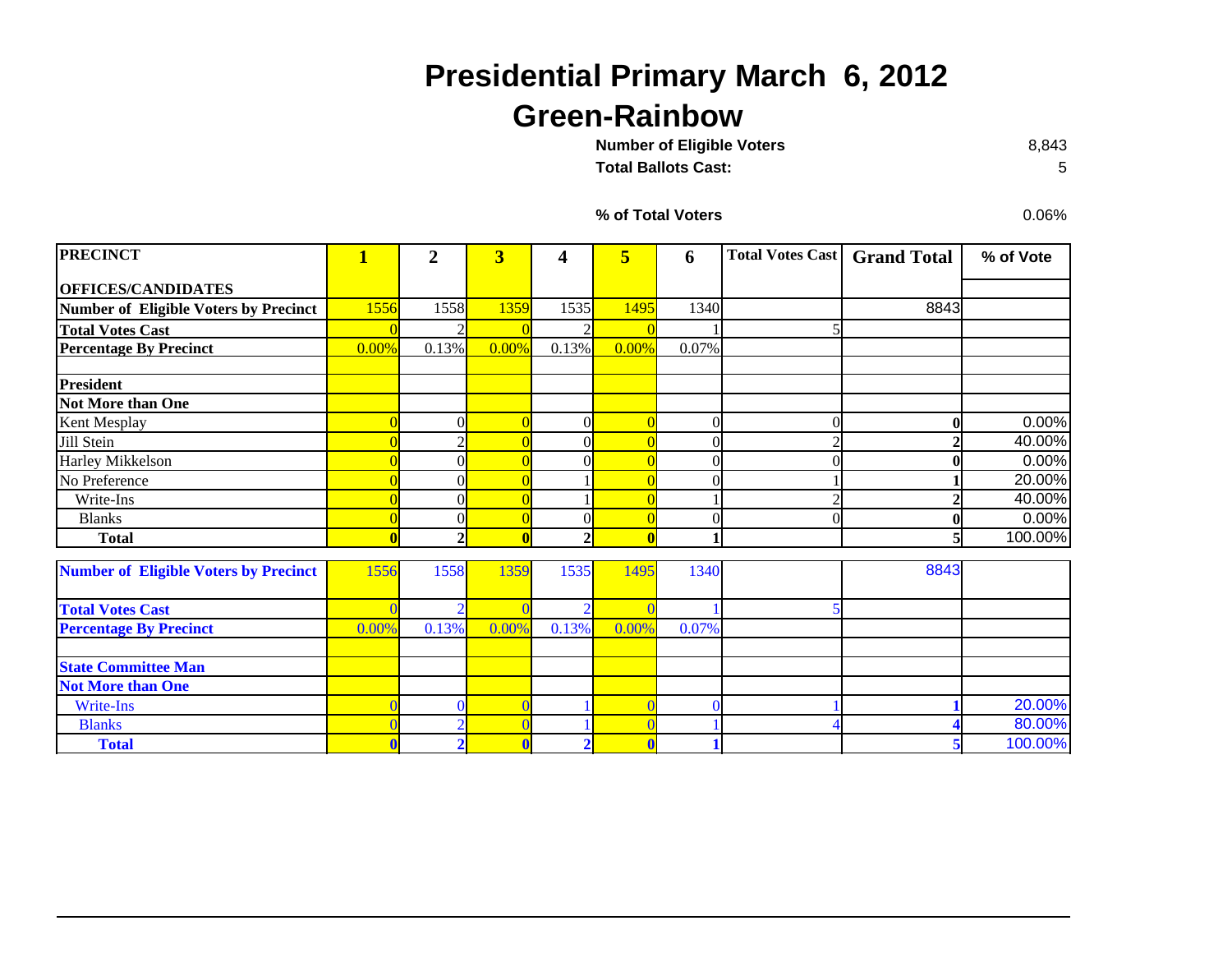# Presidential Primary March 6, 2012

## Green-Rainbow

**Number of Eligible Voters** 8,843

**Total Ballots Cast:** 5

**% of Total Voters** 0.06%

| PRECINCT | 1 | 2 | 3 | 4 | 5 | 6 | Total Votes Cast | Grand Total | % of Vote |
|---|---|---|---|---|---|---|---|---|---|
| **OFFICES/CANDIDATES** | | | | | | | | | |
| **Number of Eligible Voters by Precinct** | 1556 | 1558 | 1359 | 1535 | 1495 | 1340 | | 8843 | |
| **Total Votes Cast** | 0 | 2 | 0 | 2 | 0 | 1 | 5 | | |
| **Percentage By Precinct** | 0.00% | 0.13% | 0.00% | 0.13% | 0.00% | 0.07% | | | |
| | | | | | | | | | |
| **President** | | | | | | | | | |
| **Not More than One** | | | | | | | | | |
| Kent Mesplay | 0 | 0 | 0 | 0 | 0 | 0 | 0 | **0** | 0.00% |
| Jill Stein | 0 | 2 | 0 | 0 | 0 | 0 | 2 | **2** | 40.00% |
| Harley Mikkelson | 0 | 0 | 0 | 0 | 0 | 0 | 0 | **0** | 0.00% |
| No Preference | 0 | 0 | 0 | 1 | 0 | 0 | 1 | **1** | 20.00% |
| Write-Ins | 0 | 0 | 0 | 1 | 0 | 1 | 2 | **2** | 40.00% |
| Blanks | 0 | 0 | 0 | 0 | 0 | 0 | 0 | **0** | 0.00% |
| **Total** | **0** | **2** | **0** | **2** | **0** | **1** | | **5** | 100.00% |

| | | | | | | | | | |
|---|---|---|---|---|---|---|---|---|---|
| **Number of Eligible Voters by Precinct** | 1556 | 1558 | 1359 | 1535 | 1495 | 1340 | | 8843 | |
| **Total Votes Cast** | 0 | 2 | 0 | 2 | 0 | 1 | 5 | | |
| **Percentage By Precinct** | 0.00% | 0.13% | 0.00% | 0.13% | 0.00% | 0.07% | | | |
| | | | | | | | | | |
| **State Committee Man** | | | | | | | | | |
| **Not More than One** | | | | | | | | | |
| Write-Ins | 0 | 0 | 0 | 1 | 0 | 0 | 1 | **1** | 20.00% |
| Blanks | 0 | 2 | 0 | 1 | 0 | 1 | 4 | **4** | 80.00% |
| **Total** | **0** | **2** | **0** | **2** | **0** | **1** | | **5** | 100.00% |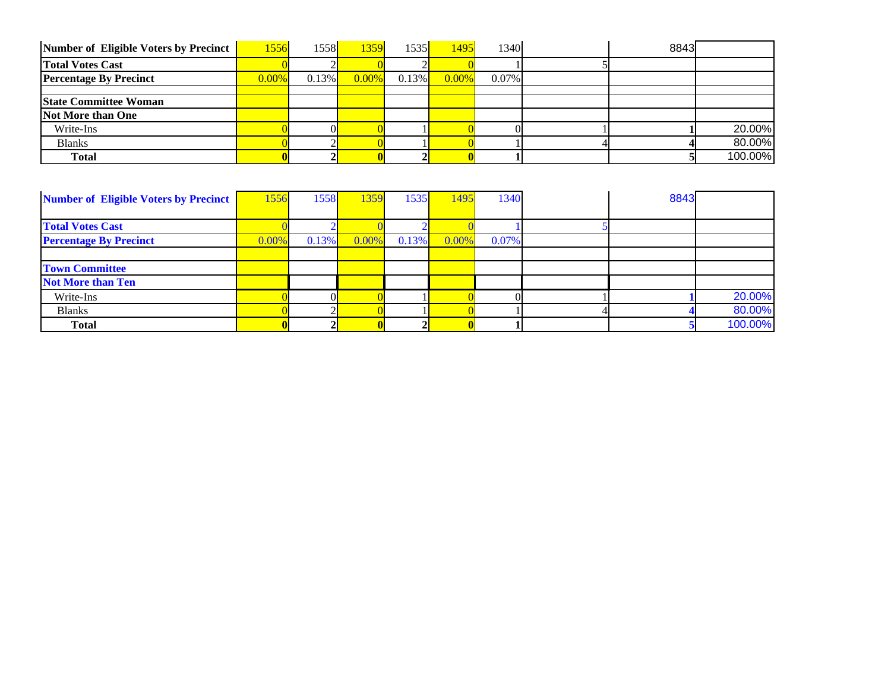| | | | | | | | | | |
|---|---|---|---|---|---|---|---|---|---|
| **Number of Eligible Voters by Precinct** | 1556 | 1558 | 1359 | 1535 | 1495 | 1340 | | 8843 | |
| **Total Votes Cast** | 0 | 2 | 0 | 2 | 0 | 1 | 5 | | |
| **Percentage By Precinct** | 0.00% | 0.13% | 0.00% | 0.13% | 0.00% | 0.07% | | | |
| | | | | | | | | | |
| **State Committee Woman** | | | | | | | | | |
| **Not More than One** | | | | | | | | | |
| Write-Ins | 0 | 0 | 0 | 1 | 0 | 0 | 1 | **1** | 20.00% |
| Blanks | 0 | 2 | 0 | 1 | 0 | 1 | 4 | **4** | 80.00% |
| **Total** | **0** | **2** | **0** | **2** | **0** | **1** | | **5** | 100.00% |

| | | | | | | | | | |
|---|---|---|---|---|---|---|---|---|---|
| **Number of Eligible Voters by Precinct** | 1556 | 1558 | 1359 | 1535 | 1495 | 1340 | | 8843 | |
| **Total Votes Cast** | 0 | 2 | 0 | 2 | 0 | 1 | 5 | | |
| **Percentage By Precinct** | 0.00% | 0.13% | 0.00% | 0.13% | 0.00% | 0.07% | | | |
| | | | | | | | | | |
| **Town Committee** | | | | | | | | | |
| **Not More than Ten** | | | | | | | | | |
| Write-Ins | 0 | 0 | 0 | 1 | 0 | 0 | 1 | **1** | 20.00% |
| Blanks | 0 | 2 | 0 | 1 | 0 | 1 | 4 | **4** | 80.00% |
| **Total** | **0** | **2** | **0** | **2** | **0** | **1** | | **5** | 100.00% |